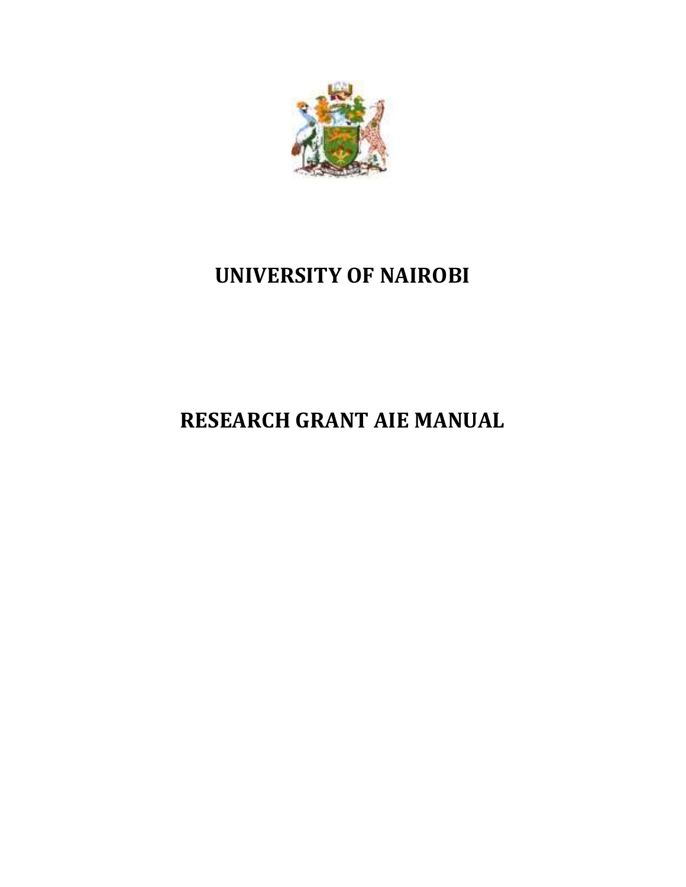# UNIVERSITY OF NAIROBI

# RESEARCH GRANT AIE MANUAL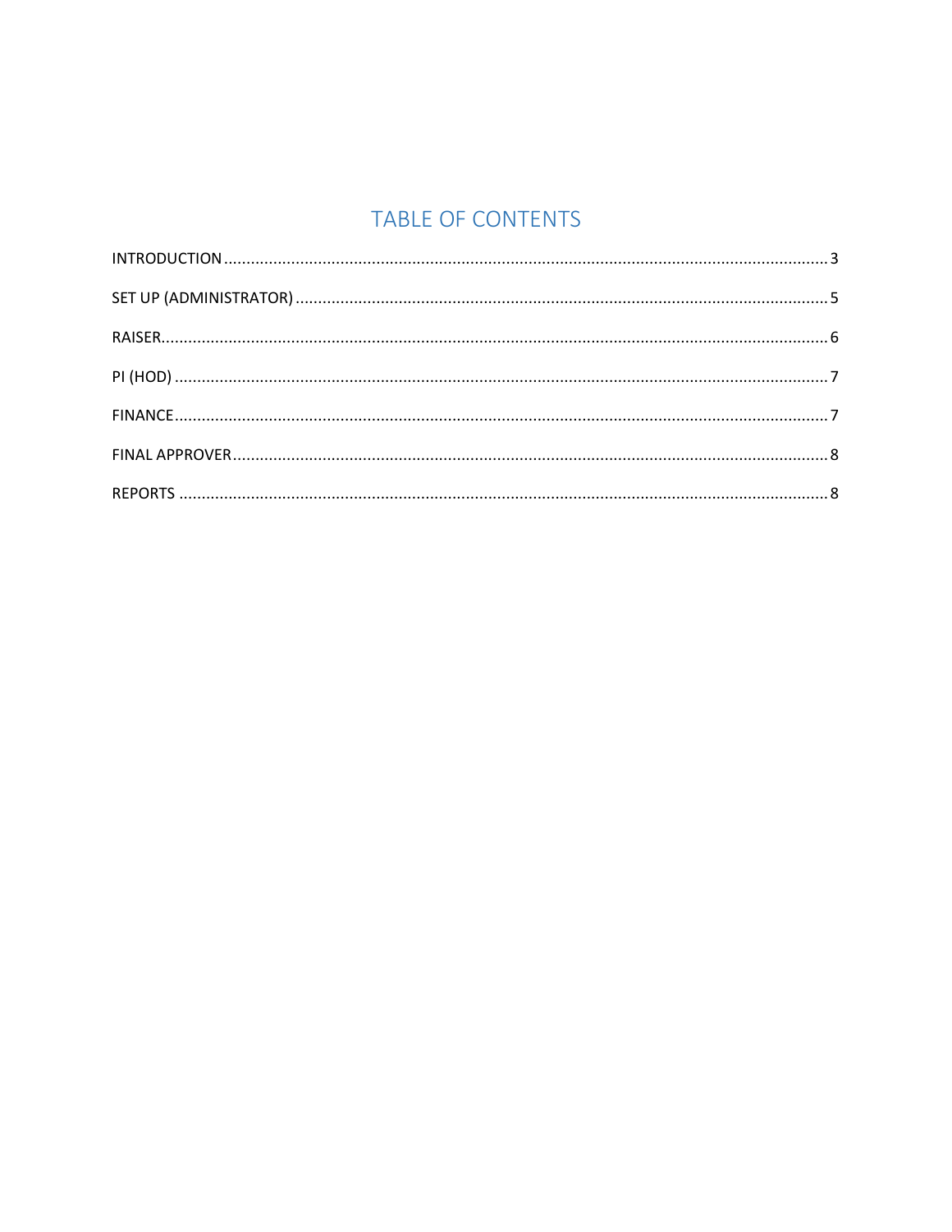# TABLE OF CONTENTS

INTRODUCTION ..... 3

SET UP (ADMINISTRATOR) ..... 5

RAISER ..... 6

PI (HOD) ..... 7

FINANCE ..... 7

FINAL APPROVER ..... 8

REPORTS ..... 8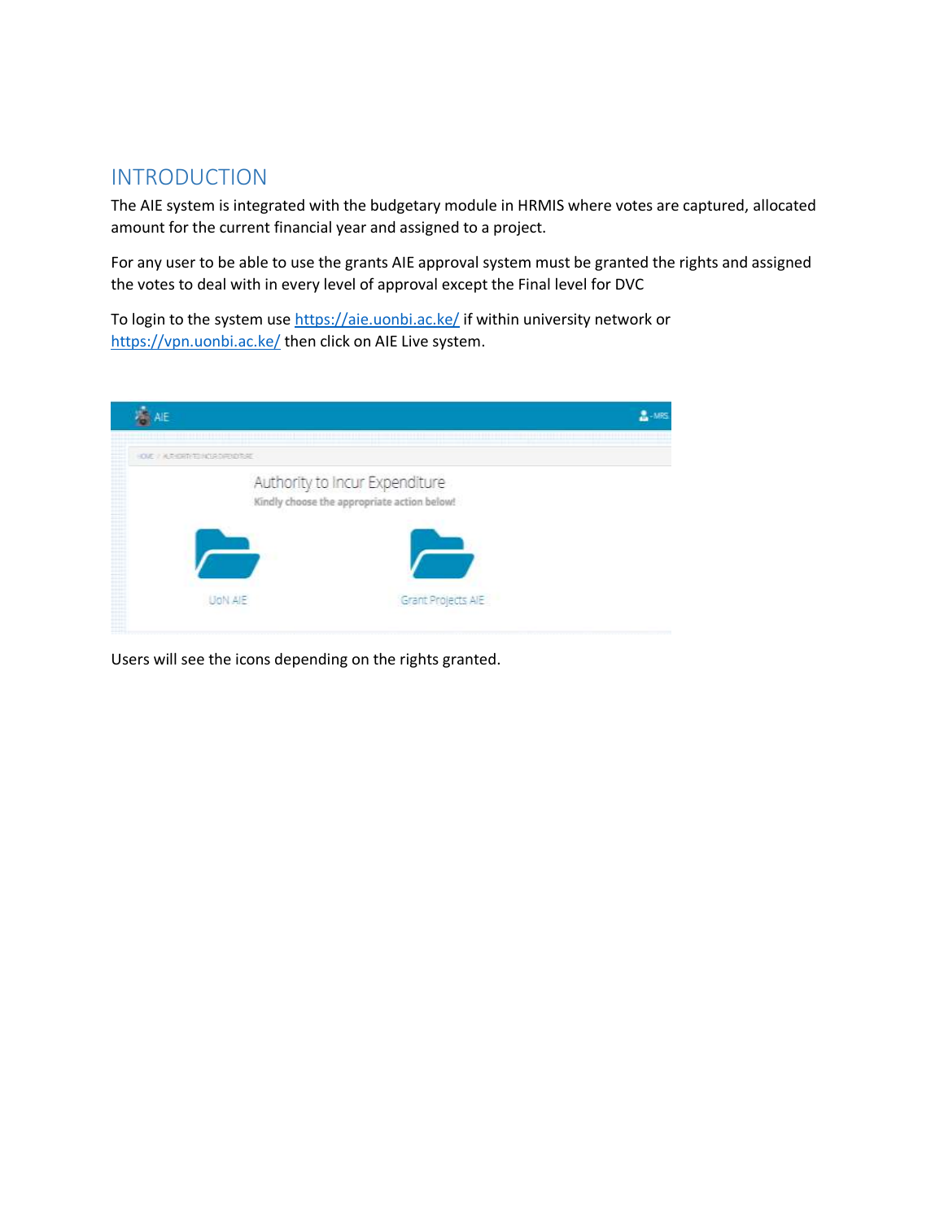# INTRODUCTION

The AIE system is integrated with the budgetary module in HRMIS where votes are captured, allocated amount for the current financial year and assigned to a project.

For any user to be able to use the grants AIE approval system must be granted the rights and assigned the votes to deal with in every level of approval except the Final level for DVC

To login to the system use [https://aie.uonbi.ac.ke/](https://aie.uonbi.ac.ke/) if within university network or [https://vpn.uonbi.ac.ke/](https://vpn.uonbi.ac.ke/) then click on AIE Live system.

Users will see the icons depending on the rights granted.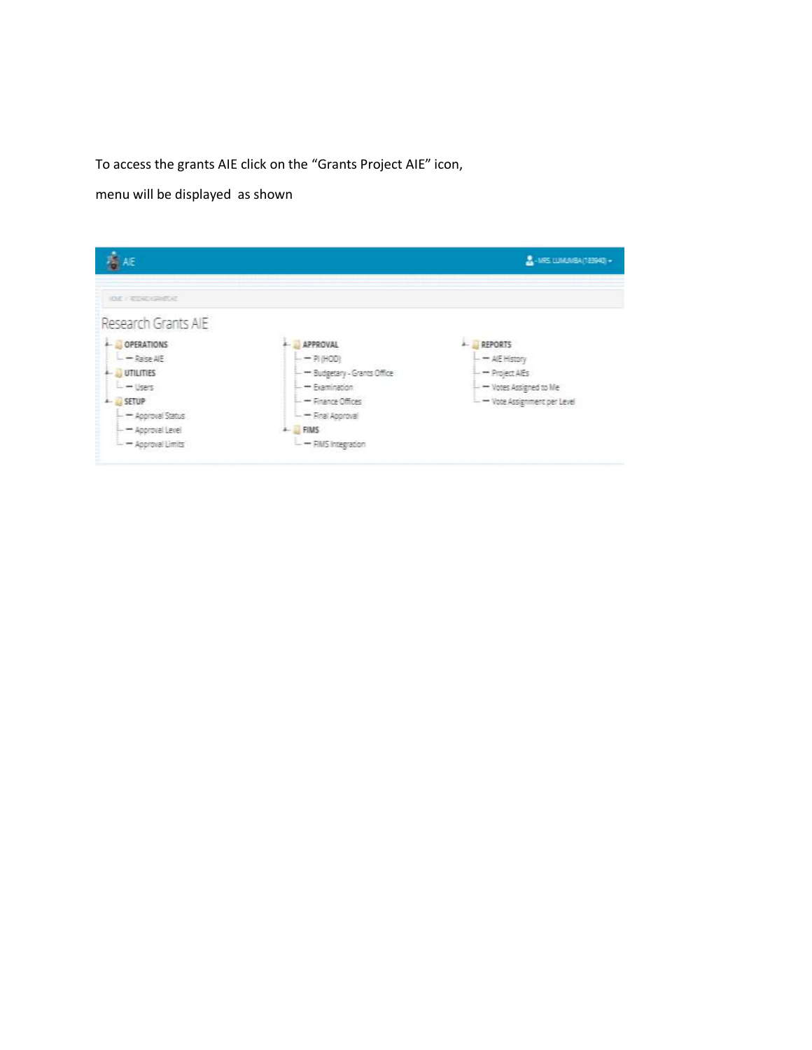To access the grants AIE click on the “Grants Project AIE” icon,

menu will be displayed as shown

AIE

Research Grants AIE

- OPERATIONS
  - Raise AIE
- UTILITIES
  - Users
- SETUP
  - Approval Status
  - Approval Level
  - Approval Limits
- APPROVAL
  - PI (HOD)
  - Budgetary - Grants Office
  - Examination
  - Finance Offices
  - Final Approval
- FIMS
  - FIMS Integration
- REPORTS
  - AIE History
  - Project AIEs
  - Votes Assigned to Me
  - Vote Assignment per Level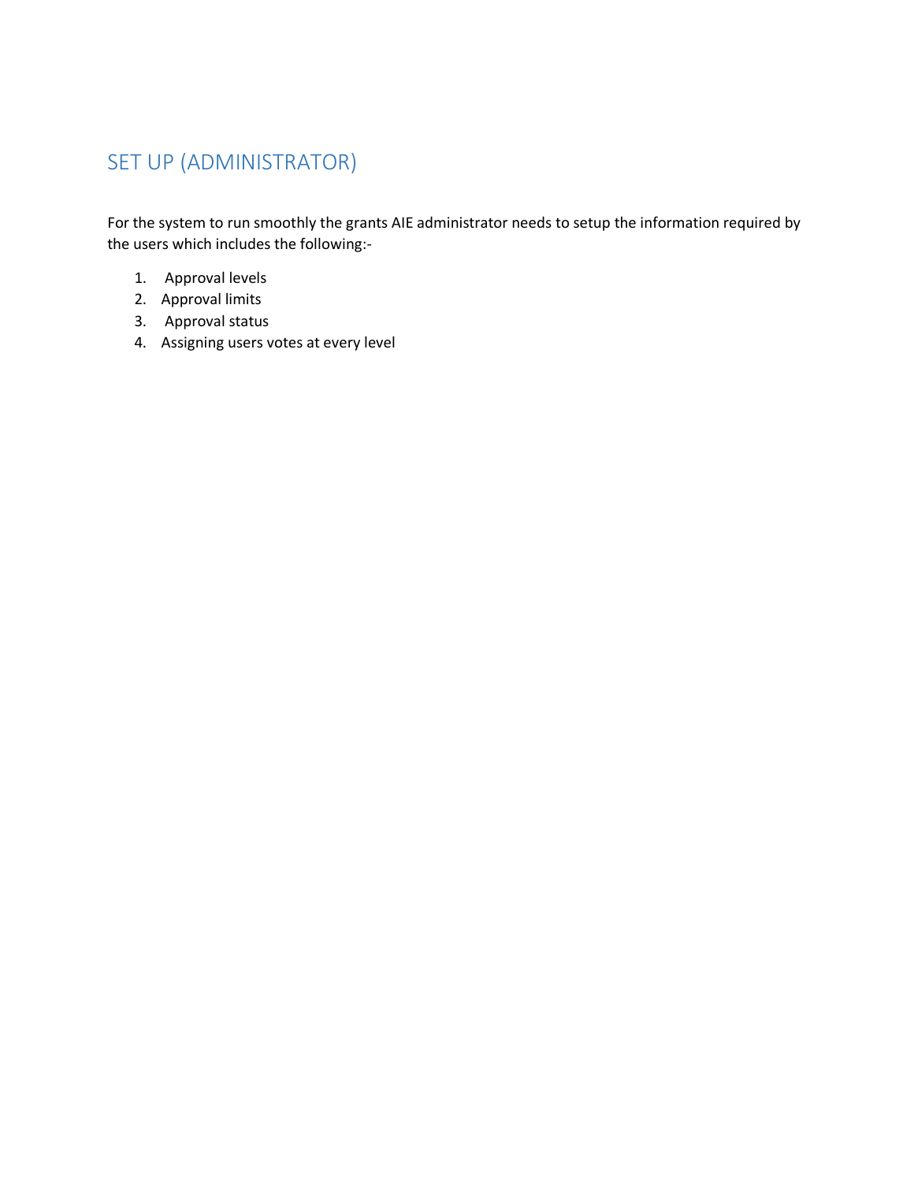## SET UP (ADMINISTRATOR)

For the system to run smoothly the grants AIE administrator needs to setup the information required by the users which includes the following:-

1. Approval levels
2. Approval limits
3. Approval status
4. Assigning users votes at every level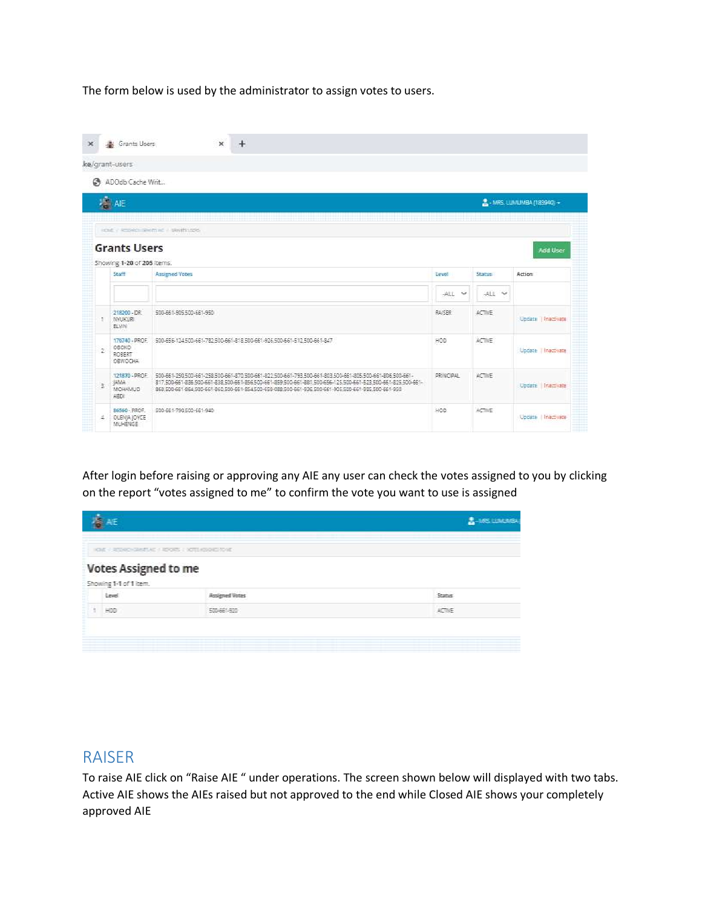The form below is used by the administrator to assign votes to users.

After login before raising or approving any AIE any user can check the votes assigned to you by clicking on the report "votes assigned to me" to confirm the vote you want to use is assigned

# RAISER

To raise AIE click on "Raise AIE " under operations. The screen shown below will displayed with two tabs. Active AIE shows the AIEs raised but not approved to the end while Closed AIE shows your completely approved AIE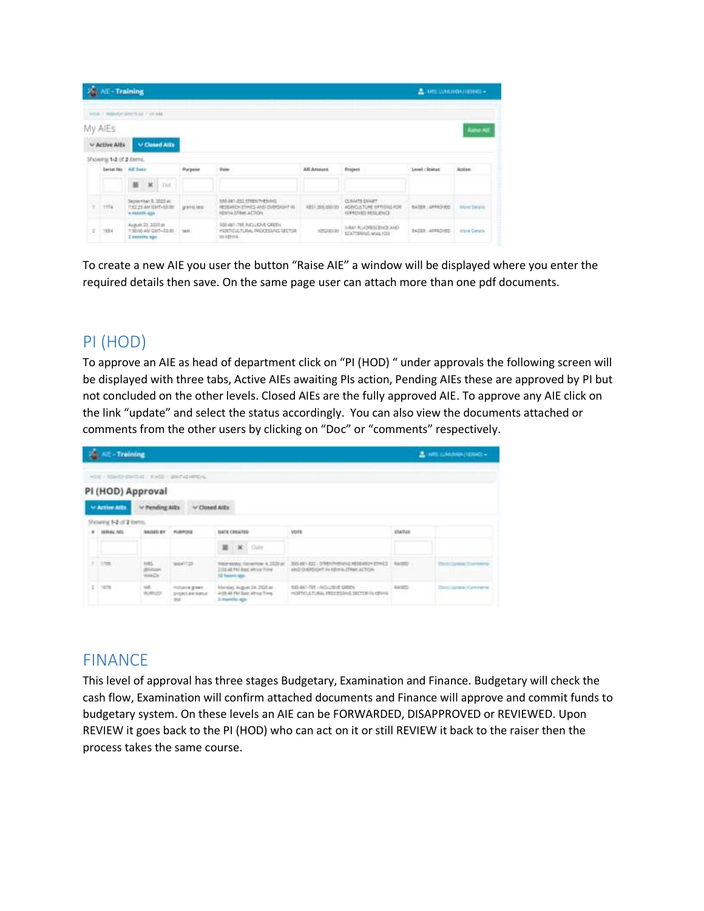To create a new AIE you user the button "Raise AIE" a window will be displayed where you enter the required details then save. On the same page user can attach more than one pdf documents.

## PI (HOD)

To approve an AIE as head of department click on "PI (HOD) " under approvals the following screen will be displayed with three tabs, Active AIEs awaiting PIs action, Pending AIEs these are approved by PI but not concluded on the other levels. Closed AIEs are the fully approved AIE. To approve any AIE click on the link "update" and select the status accordingly. You can also view the documents attached or comments from the other users by clicking on "Doc" or "comments" respectively.

## FINANCE

This level of approval has three stages Budgetary, Examination and Finance. Budgetary will check the cash flow, Examination will confirm attached documents and Finance will approve and commit funds to budgetary system. On these levels an AIE can be FORWARDED, DISAPPROVED or REVIEWED. Upon REVIEW it goes back to the PI (HOD) who can act on it or still REVIEW it back to the raiser then the process takes the same course.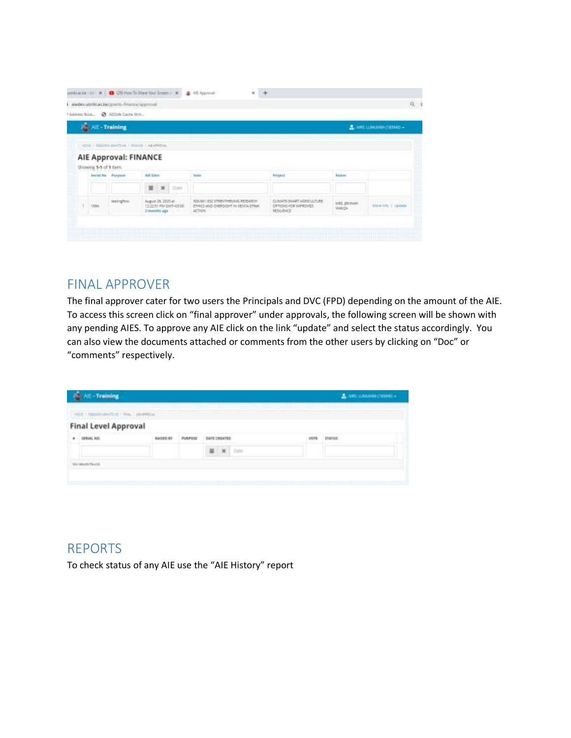## FINAL APPROVER

The final approver cater for two users the Principals and DVC (FPD) depending on the amount of the AIE. To access this screen click on "final approver" under approvals, the following screen will be shown with any pending AIES. To approve any AIE click on the link "update" and select the status accordingly. You can also view the documents attached or comments from the other users by clicking on "Doc" or "comments" respectively.

## REPORTS

To check status of any AIE use the "AIE History" report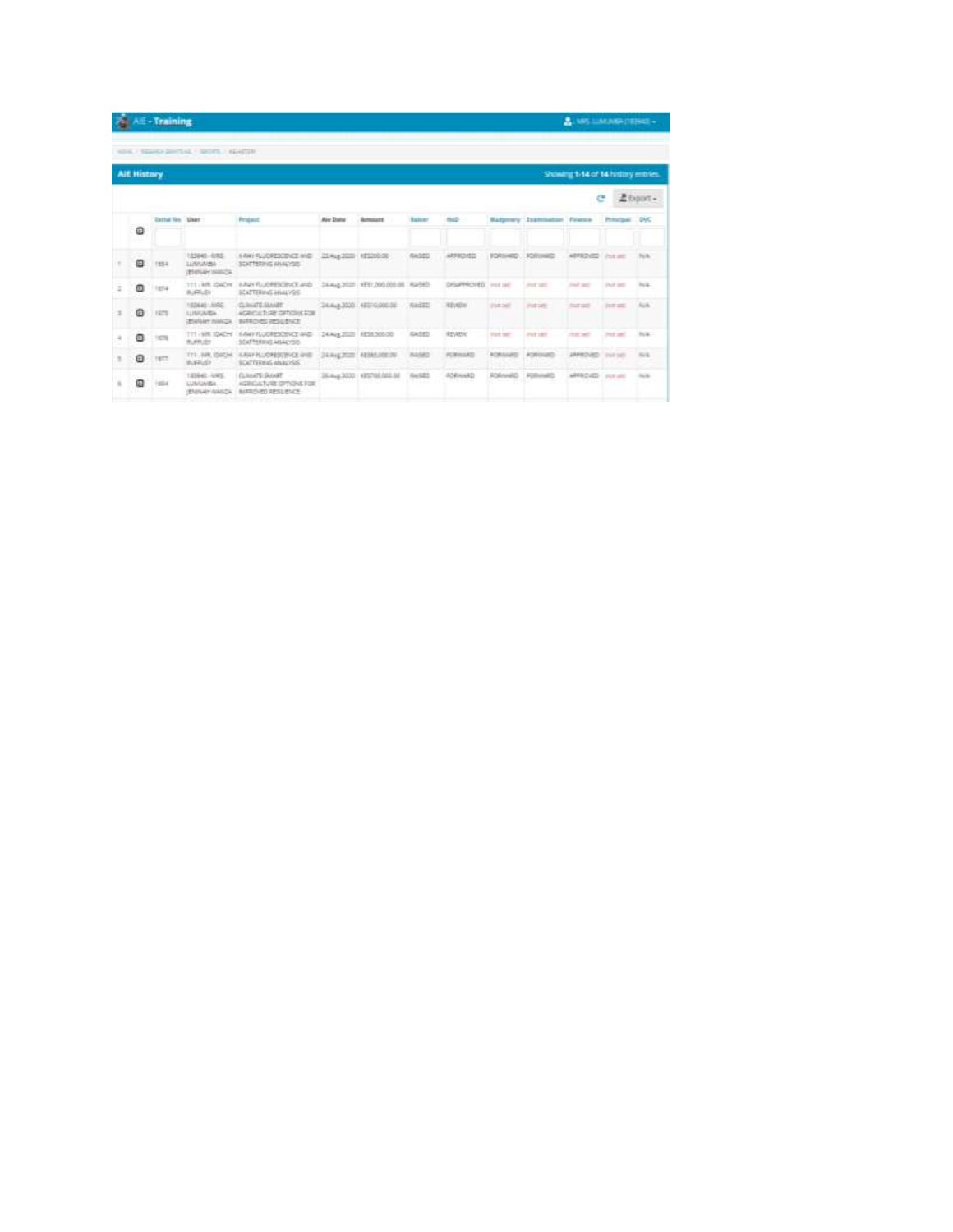**AIE - Training** MRS. LUMUMBA (183840)

HOME / RESEARCH GRANTS AIE / REPORTS / AIE HISTORY

## AIE History

Showing **1-14** of **14** history entries.

Export

| # | | Serial No | User | Project | Aie Date | Amount | Raiser | HoD | Budgetary | Examination | Finance | Principal | DVC |
|---|---|---|---|---|---|---|---|---|---|---|---|---|---|
| 1 | | 1864 | 183840 - MRS. LUMUMBA (EMMAH WANZA) | X-RAY FLUORESCENCE AND SCATTERING ANALYSIS | 23-Aug-2020 | KES200.00 | RAISED | APPROVED | FORWARD | FORWARD | APPROVED | (not set) | N/A |
| 2 | | 1874 | 111 - MR. IDACHI RUFFUDI | X-RAY FLUORESCENCE AND SCATTERING ANALYSIS | 24-Aug-2020 | KES1,000,000.00 | RAISED | DISAPPROVED | (not set) | (not set) | (not set) | (not set) | N/A |
| 3 | | 1875 | 183840 - MRS. LUMUMBA (EMMAH WANZA) | CLIMATE SMART AGRICULTURE OPTIONS FOR IMPROVED RESILIENCE | 24-Aug-2020 | KES10,000.00 | RAISED | REVIEW | (not set) | (not set) | (not set) | (not set) | N/A |
| 4 | | 1876 | 111 - MR. IDACHI RUFFUDI | X-RAY FLUORESCENCE AND SCATTERING ANALYSIS | 24-Aug-2020 | KES8,500.00 | RAISED | REVIEW | (not set) | (not set) | (not set) | (not set) | N/A |
| 5 | | 1877 | 111 - MR. IDACHI RUFFUDI | X-RAY FLUORESCENCE AND SCATTERING ANALYSIS | 24-Aug-2020 | KES65,000.00 | RAISED | FORWARD | FORWARD | FORWARD | APPROVED | (not set) | N/A |
| 6 | | 1884 | 183840 - MRS. LUMUMBA (EMMAH WANZA) | CLIMATE SMART AGRICULTURE OPTIONS FOR IMPROVED RESILIENCE | 26-Aug-2020 | KES700,000.00 | RAISED | FORWARD | FORWARD | FORWARD | APPROVED | (not set) | N/A |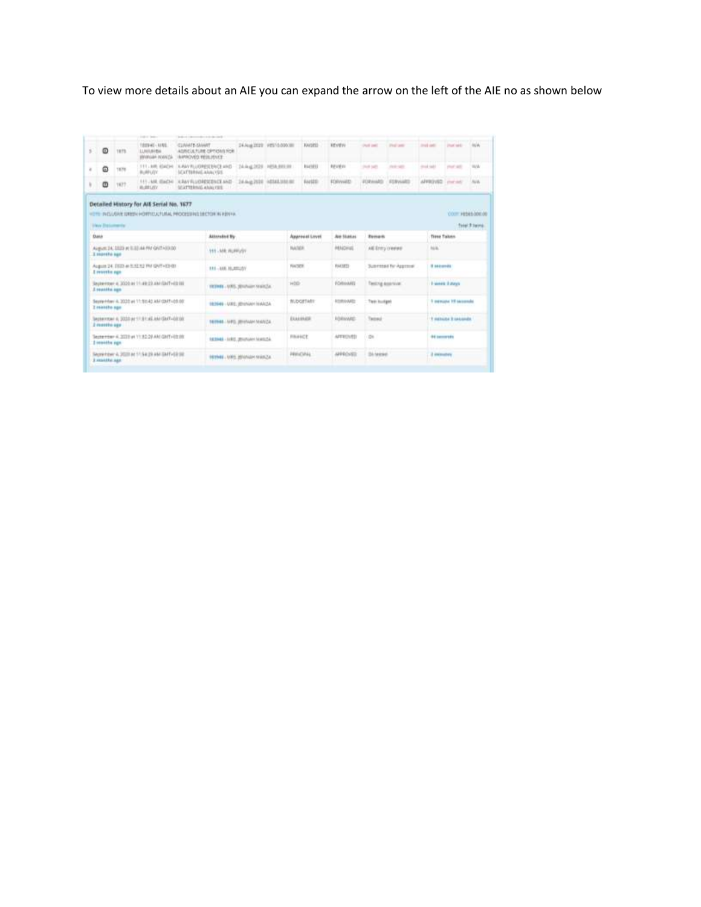To view more details about an AIE you can expand the arrow on the left of the AIE no as shown below